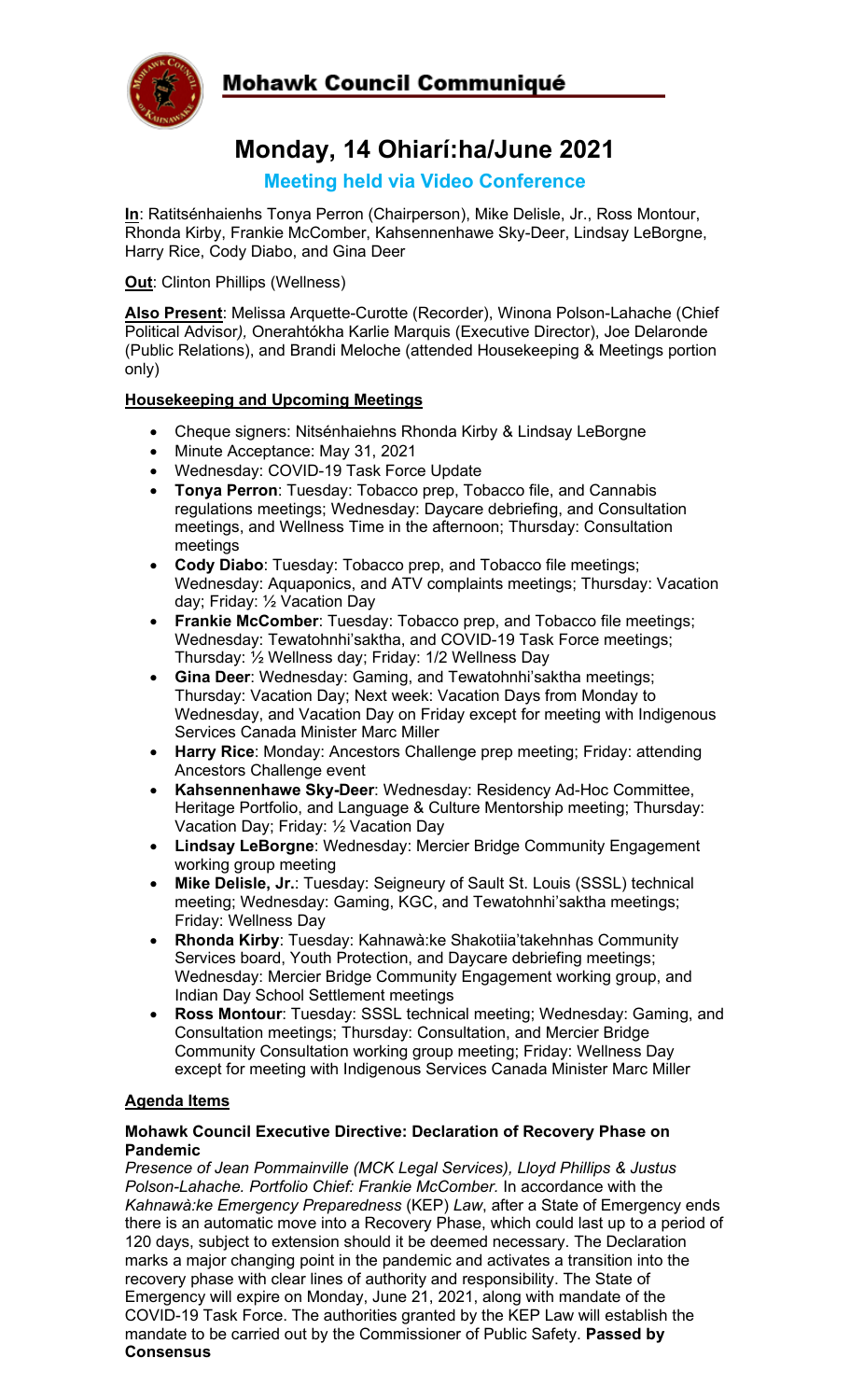# Mohawk Council Communiqué

## Monday, 14 Ohiarí:ha/June 2021

### Meeting held via Video Conference

**In**: Ratitsénhaienhs Tonya Perron (Chairperson), Mike Delisle, Jr., Ross Montour, Rhonda Kirby, Frankie McComber, Kahsennenhawe Sky-Deer, Lindsay LeBorgne, Harry Rice, Cody Diabo, and Gina Deer

**Out**: Clinton Phillips (Wellness)

**Also Present**: Melissa Arquette-Curotte (Recorder), Winona Polson-Lahache (Chief Political Advisor*)*, Onerahtókha Karlie Marquis (Executive Director), Joe Delaronde (Public Relations), and Brandi Meloche (attended Housekeeping & Meetings portion only)

**Housekeeping and Upcoming Meetings**

- Cheque signers: Nitsénhaiehns Rhonda Kirby & Lindsay LeBorgne
- Minute Acceptance: May 31, 2021
- Wednesday: COVID-19 Task Force Update
- **Tonya Perron**: Tuesday: Tobacco prep, Tobacco file, and Cannabis regulations meetings; Wednesday: Daycare debriefing, and Consultation meetings, and Wellness Time in the afternoon; Thursday: Consultation meetings
- **Cody Diabo**: Tuesday: Tobacco prep, and Tobacco file meetings; Wednesday: Aquaponics, and ATV complaints meetings; Thursday: Vacation day; Friday: ½ Vacation Day
- **Frankie McComber**: Tuesday: Tobacco prep, and Tobacco file meetings; Wednesday: Tewatohnhi'saktha, and COVID-19 Task Force meetings; Thursday: ½ Wellness day; Friday: 1/2 Wellness Day
- **Gina Deer**: Wednesday: Gaming, and Tewatohnhi'saktha meetings; Thursday: Vacation Day; Next week: Vacation Days from Monday to Wednesday, and Vacation Day on Friday except for meeting with Indigenous Services Canada Minister Marc Miller
- **Harry Rice**: Monday: Ancestors Challenge prep meeting; Friday: attending Ancestors Challenge event
- **Kahsennenhawe Sky-Deer**: Wednesday: Residency Ad-Hoc Committee, Heritage Portfolio, and Language & Culture Mentorship meeting; Thursday: Vacation Day; Friday: ½ Vacation Day
- **Lindsay LeBorgne**: Wednesday: Mercier Bridge Community Engagement working group meeting
- **Mike Delisle, Jr.**: Tuesday: Seigneury of Sault St. Louis (SSSL) technical meeting; Wednesday: Gaming, KGC, and Tewatohnhi'saktha meetings; Friday: Wellness Day
- **Rhonda Kirby**: Tuesday: Kahnawà:ke Shakotiia'takehnhas Community Services board, Youth Protection, and Daycare debriefing meetings; Wednesday: Mercier Bridge Community Engagement working group, and Indian Day School Settlement meetings
- **Ross Montour**: Tuesday: SSSL technical meeting; Wednesday: Gaming, and Consultation meetings; Thursday: Consultation, and Mercier Bridge Community Consultation working group meeting; Friday: Wellness Day except for meeting with Indigenous Services Canada Minister Marc Miller

**Agenda Items**

**Mohawk Council Executive Directive: Declaration of Recovery Phase on Pandemic**
*Presence of Jean Pommainville (MCK Legal Services), Lloyd Phillips & Justus Polson-Lahache. Portfolio Chief: Frankie McComber.* In accordance with the *Kahnawà:ke Emergency Preparedness* (KEP) *Law*, after a State of Emergency ends there is an automatic move into a Recovery Phase, which could last up to a period of 120 days, subject to extension should it be deemed necessary. The Declaration marks a major changing point in the pandemic and activates a transition into the recovery phase with clear lines of authority and responsibility. The State of Emergency will expire on Monday, June 21, 2021, along with mandate of the COVID-19 Task Force. The authorities granted by the KEP Law will establish the mandate to be carried out by the Commissioner of Public Safety. **Passed by Consensus**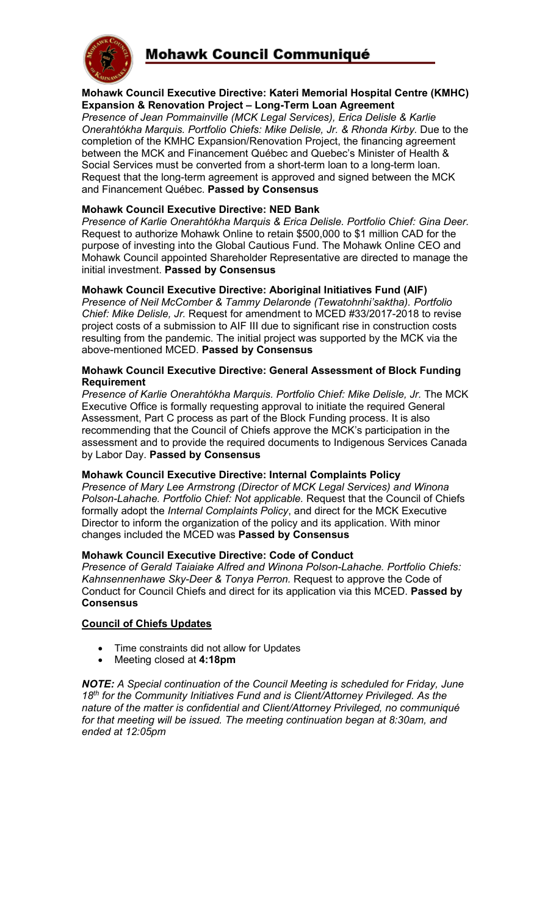# Mohawk Council Communiqué

**Mohawk Council Executive Directive: Kateri Memorial Hospital Centre (KMHC) Expansion & Renovation Project – Long-Term Loan Agreement**
*Presence of Jean Pommainville (MCK Legal Services), Erica Delisle & Karlie Onerahtókha Marquis. Portfolio Chiefs: Mike Delisle, Jr. & Rhonda Kirby.* Due to the completion of the KMHC Expansion/Renovation Project, the financing agreement between the MCK and Financement Québec and Quebec's Minister of Health & Social Services must be converted from a short-term loan to a long-term loan. Request that the long-term agreement is approved and signed between the MCK and Financement Québec. **Passed by Consensus**

**Mohawk Council Executive Directive: NED Bank**
*Presence of Karlie Onerahtókha Marquis & Erica Delisle. Portfolio Chief: Gina Deer.* Request to authorize Mohawk Online to retain $500,000 to $1 million CAD for the purpose of investing into the Global Cautious Fund. The Mohawk Online CEO and Mohawk Council appointed Shareholder Representative are directed to manage the initial investment. **Passed by Consensus**

**Mohawk Council Executive Directive: Aboriginal Initiatives Fund (AIF)**
*Presence of Neil McComber & Tammy Delaronde (Tewatohnhi'saktha). Portfolio Chief: Mike Delisle, Jr.* Request for amendment to MCED #33/2017-2018 to revise project costs of a submission to AIF III due to significant rise in construction costs resulting from the pandemic. The initial project was supported by the MCK via the above-mentioned MCED. **Passed by Consensus**

**Mohawk Council Executive Directive: General Assessment of Block Funding Requirement**
*Presence of Karlie Onerahtókha Marquis. Portfolio Chief: Mike Delisle, Jr.* The MCK Executive Office is formally requesting approval to initiate the required General Assessment, Part C process as part of the Block Funding process. It is also recommending that the Council of Chiefs approve the MCK's participation in the assessment and to provide the required documents to Indigenous Services Canada by Labor Day. **Passed by Consensus**

**Mohawk Council Executive Directive: Internal Complaints Policy**
*Presence of Mary Lee Armstrong (Director of MCK Legal Services) and Winona Polson-Lahache. Portfolio Chief: Not applicable.* Request that the Council of Chiefs formally adopt the *Internal Complaints Policy*, and direct for the MCK Executive Director to inform the organization of the policy and its application. With minor changes included the MCED was **Passed by Consensus**

**Mohawk Council Executive Directive: Code of Conduct**
*Presence of Gerald Taiaiake Alfred and Winona Polson-Lahache. Portfolio Chiefs: Kahnsennenhawe Sky-Deer & Tonya Perron.* Request to approve the Code of Conduct for Council Chiefs and direct for its application via this MCED. **Passed by Consensus**

**Council of Chiefs Updates**

- Time constraints did not allow for Updates
- Meeting closed at **4:18pm**

***NOTE:*** *A Special continuation of the Council Meeting is scheduled for Friday, June 18th for the Community Initiatives Fund and is Client/Attorney Privileged. As the nature of the matter is confidential and Client/Attorney Privileged, no communiqué for that meeting will be issued. The meeting continuation began at 8:30am, and ended at 12:05pm*